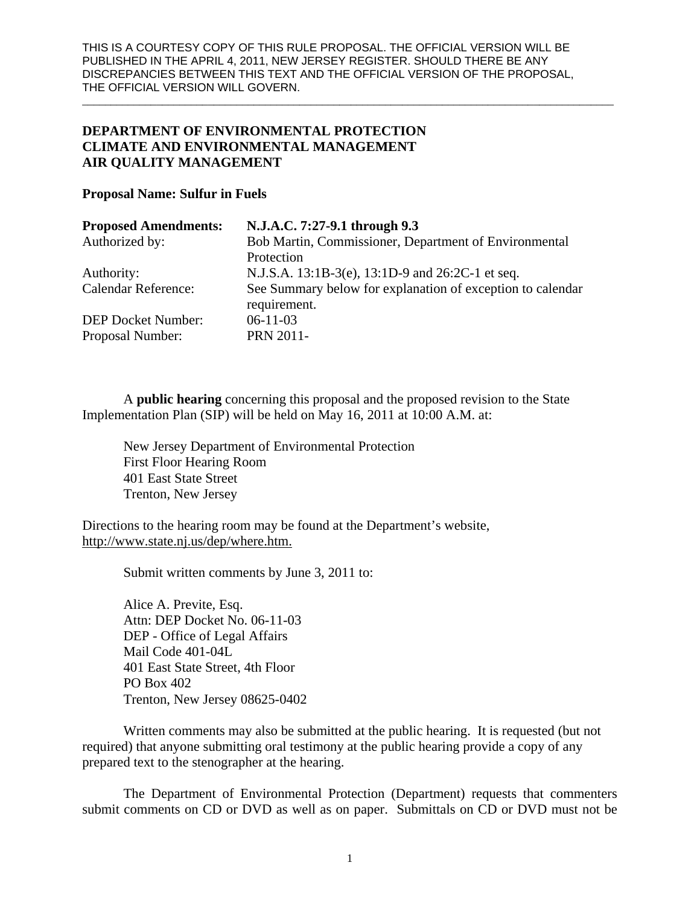THIS IS A COURTESY COPY OF THIS RULE PROPOSAL. THE OFFICIAL VERSION WILL BE PUBLISHED IN THE APRIL 4, 2011, NEW JERSEY REGISTER. SHOULD THERE BE ANY DISCREPANCIES BETWEEN THIS TEXT AND THE OFFICIAL VERSION OF THE PROPOSAL, THE OFFICIAL VERSION WILL GOVERN.

---

**DEPARTMENT OF ENVIRONMENTAL PROTECTION**
**CLIMATE AND ENVIRONMENTAL MANAGEMENT**
**AIR QUALITY MANAGEMENT**

**Proposal Name: Sulfur in Fuels**

| **Proposed Amendments:** | **N.J.A.C. 7:27-9.1 through 9.3** |
|---|---|
| Authorized by: | Bob Martin, Commissioner, Department of Environmental Protection |
| Authority: | N.J.S.A. 13:1B-3(e), 13:1D-9 and 26:2C-1 et seq. |
| Calendar Reference: | See Summary below for explanation of exception to calendar requirement. |
| DEP Docket Number: | 06-11-03 |
| Proposal Number: | PRN 2011- |

A **public hearing** concerning this proposal and the proposed revision to the State Implementation Plan (SIP) will be held on May 16, 2011 at 10:00 A.M. at:

New Jersey Department of Environmental Protection
First Floor Hearing Room
401 East State Street
Trenton, New Jersey

Directions to the hearing room may be found at the Department's website, http://www.state.nj.us/dep/where.htm.

Submit written comments by June 3, 2011 to:

Alice A. Previte, Esq.
Attn: DEP Docket No. 06-11-03
DEP - Office of Legal Affairs
Mail Code 401-04L
401 East State Street, 4th Floor
PO Box 402
Trenton, New Jersey 08625-0402

Written comments may also be submitted at the public hearing. It is requested (but not required) that anyone submitting oral testimony at the public hearing provide a copy of any prepared text to the stenographer at the hearing.

The Department of Environmental Protection (Department) requests that commenters submit comments on CD or DVD as well as on paper. Submittals on CD or DVD must not be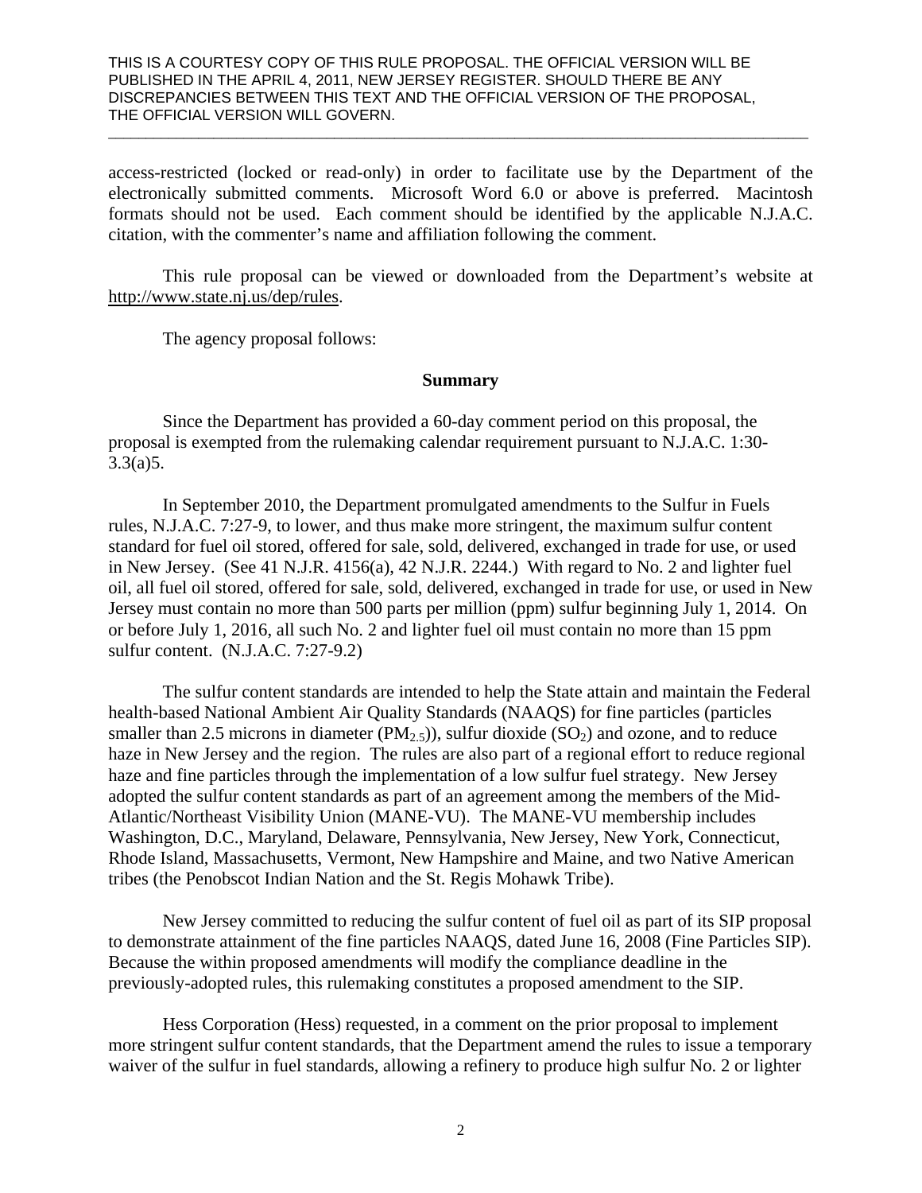access-restricted (locked or read-only) in order to facilitate use by the Department of the electronically submitted comments. Microsoft Word 6.0 or above is preferred. Macintosh formats should not be used. Each comment should be identified by the applicable N.J.A.C. citation, with the commenter's name and affiliation following the comment.

This rule proposal can be viewed or downloaded from the Department's website at http://www.state.nj.us/dep/rules.

The agency proposal follows:

**Summary**

Since the Department has provided a 60-day comment period on this proposal, the proposal is exempted from the rulemaking calendar requirement pursuant to N.J.A.C. 1:30-3.3(a)5.

In September 2010, the Department promulgated amendments to the Sulfur in Fuels rules, N.J.A.C. 7:27-9, to lower, and thus make more stringent, the maximum sulfur content standard for fuel oil stored, offered for sale, sold, delivered, exchanged in trade for use, or used in New Jersey. (See 41 N.J.R. 4156(a), 42 N.J.R. 2244.) With regard to No. 2 and lighter fuel oil, all fuel oil stored, offered for sale, sold, delivered, exchanged in trade for use, or used in New Jersey must contain no more than 500 parts per million (ppm) sulfur beginning July 1, 2014. On or before July 1, 2016, all such No. 2 and lighter fuel oil must contain no more than 15 ppm sulfur content. (N.J.A.C. 7:27-9.2)

The sulfur content standards are intended to help the State attain and maintain the Federal health-based National Ambient Air Quality Standards (NAAQS) for fine particles (particles smaller than 2.5 microns in diameter ($PM_{2.5}$)), sulfur dioxide ($SO_2$) and ozone, and to reduce haze in New Jersey and the region. The rules are also part of a regional effort to reduce regional haze and fine particles through the implementation of a low sulfur fuel strategy. New Jersey adopted the sulfur content standards as part of an agreement among the members of the Mid-Atlantic/Northeast Visibility Union (MANE-VU). The MANE-VU membership includes Washington, D.C., Maryland, Delaware, Pennsylvania, New Jersey, New York, Connecticut, Rhode Island, Massachusetts, Vermont, New Hampshire and Maine, and two Native American tribes (the Penobscot Indian Nation and the St. Regis Mohawk Tribe).

New Jersey committed to reducing the sulfur content of fuel oil as part of its SIP proposal to demonstrate attainment of the fine particles NAAQS, dated June 16, 2008 (Fine Particles SIP). Because the within proposed amendments will modify the compliance deadline in the previously-adopted rules, this rulemaking constitutes a proposed amendment to the SIP.

Hess Corporation (Hess) requested, in a comment on the prior proposal to implement more stringent sulfur content standards, that the Department amend the rules to issue a temporary waiver of the sulfur in fuel standards, allowing a refinery to produce high sulfur No. 2 or lighter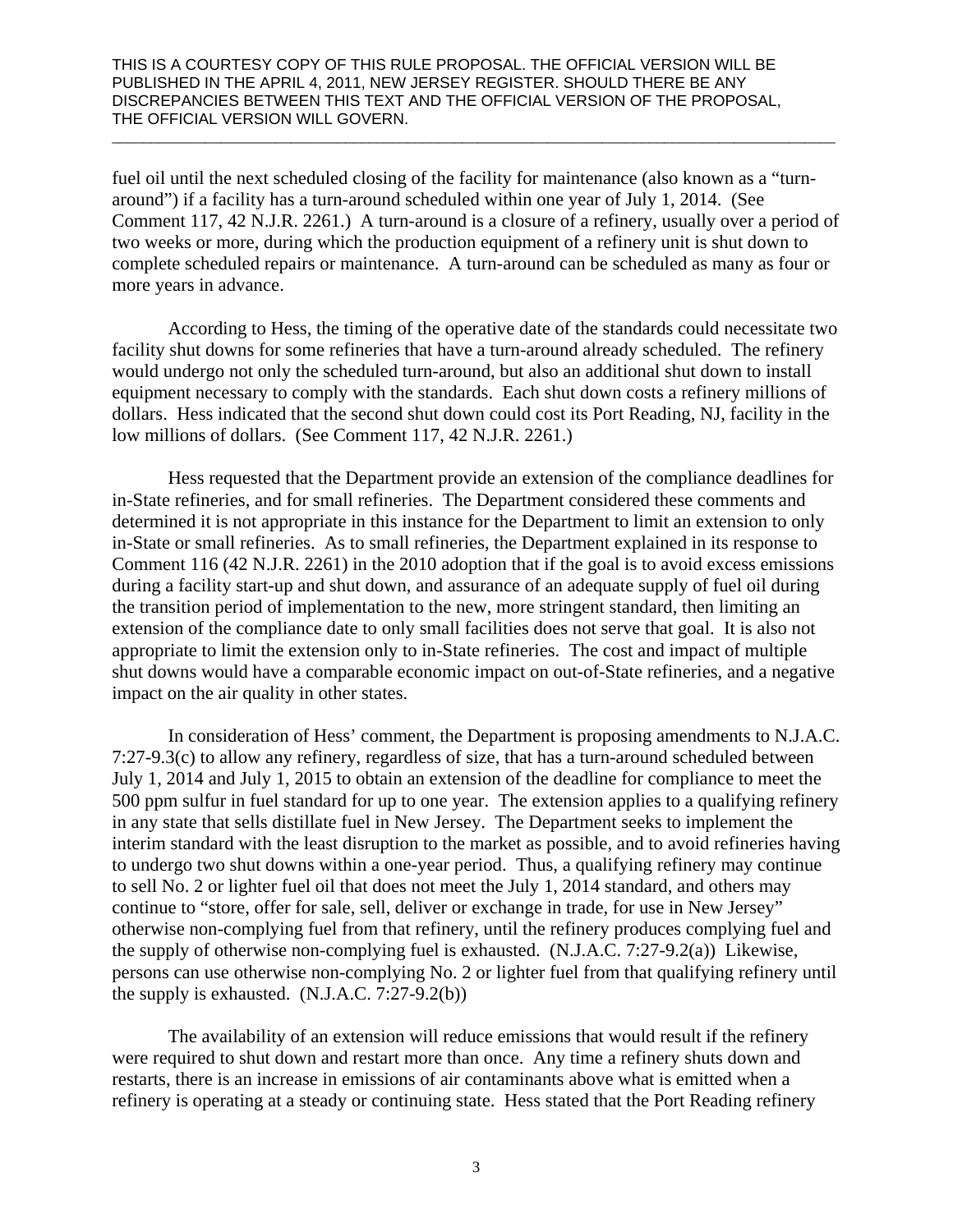fuel oil until the next scheduled closing of the facility for maintenance (also known as a "turn-around") if a facility has a turn-around scheduled within one year of July 1, 2014. (See Comment 117, 42 N.J.R. 2261.) A turn-around is a closure of a refinery, usually over a period of two weeks or more, during which the production equipment of a refinery unit is shut down to complete scheduled repairs or maintenance. A turn-around can be scheduled as many as four or more years in advance.

According to Hess, the timing of the operative date of the standards could necessitate two facility shut downs for some refineries that have a turn-around already scheduled. The refinery would undergo not only the scheduled turn-around, but also an additional shut down to install equipment necessary to comply with the standards. Each shut down costs a refinery millions of dollars. Hess indicated that the second shut down could cost its Port Reading, NJ, facility in the low millions of dollars. (See Comment 117, 42 N.J.R. 2261.)

Hess requested that the Department provide an extension of the compliance deadlines for in-State refineries, and for small refineries. The Department considered these comments and determined it is not appropriate in this instance for the Department to limit an extension to only in-State or small refineries. As to small refineries, the Department explained in its response to Comment 116 (42 N.J.R. 2261) in the 2010 adoption that if the goal is to avoid excess emissions during a facility start-up and shut down, and assurance of an adequate supply of fuel oil during the transition period of implementation to the new, more stringent standard, then limiting an extension of the compliance date to only small facilities does not serve that goal. It is also not appropriate to limit the extension only to in-State refineries. The cost and impact of multiple shut downs would have a comparable economic impact on out-of-State refineries, and a negative impact on the air quality in other states.

In consideration of Hess' comment, the Department is proposing amendments to N.J.A.C. 7:27-9.3(c) to allow any refinery, regardless of size, that has a turn-around scheduled between July 1, 2014 and July 1, 2015 to obtain an extension of the deadline for compliance to meet the 500 ppm sulfur in fuel standard for up to one year. The extension applies to a qualifying refinery in any state that sells distillate fuel in New Jersey. The Department seeks to implement the interim standard with the least disruption to the market as possible, and to avoid refineries having to undergo two shut downs within a one-year period. Thus, a qualifying refinery may continue to sell No. 2 or lighter fuel oil that does not meet the July 1, 2014 standard, and others may continue to "store, offer for sale, sell, deliver or exchange in trade, for use in New Jersey" otherwise non-complying fuel from that refinery, until the refinery produces complying fuel and the supply of otherwise non-complying fuel is exhausted. (N.J.A.C. 7:27-9.2(a)) Likewise, persons can use otherwise non-complying No. 2 or lighter fuel from that qualifying refinery until the supply is exhausted. (N.J.A.C. 7:27-9.2(b))

The availability of an extension will reduce emissions that would result if the refinery were required to shut down and restart more than once. Any time a refinery shuts down and restarts, there is an increase in emissions of air contaminants above what is emitted when a refinery is operating at a steady or continuing state. Hess stated that the Port Reading refinery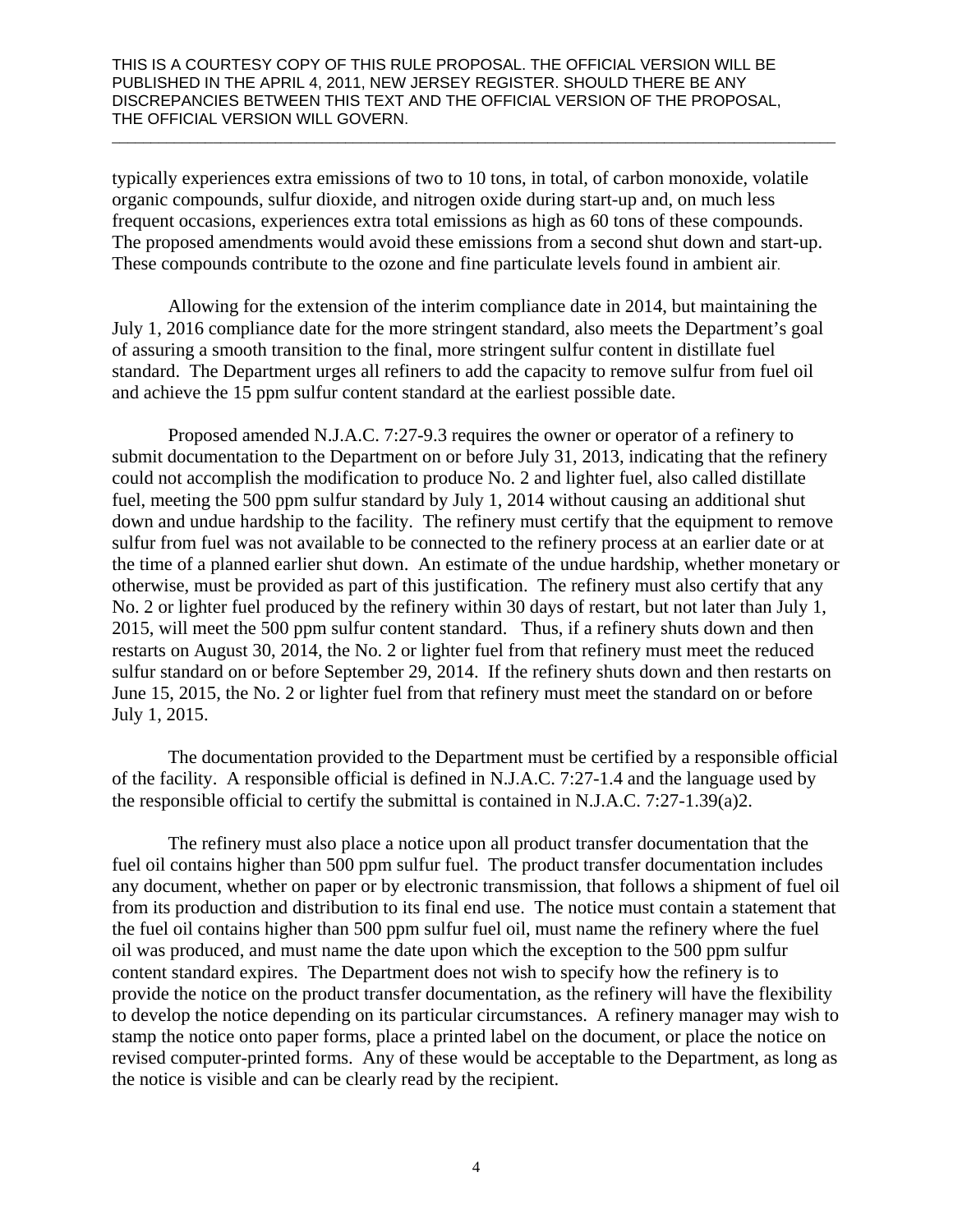THIS IS A COURTESY COPY OF THIS RULE PROPOSAL. THE OFFICIAL VERSION WILL BE PUBLISHED IN THE APRIL 4, 2011, NEW JERSEY REGISTER. SHOULD THERE BE ANY DISCREPANCIES BETWEEN THIS TEXT AND THE OFFICIAL VERSION OF THE PROPOSAL, THE OFFICIAL VERSION WILL GOVERN.

typically experiences extra emissions of two to 10 tons, in total, of carbon monoxide, volatile organic compounds, sulfur dioxide, and nitrogen oxide during start-up and, on much less frequent occasions, experiences extra total emissions as high as 60 tons of these compounds. The proposed amendments would avoid these emissions from a second shut down and start-up. These compounds contribute to the ozone and fine particulate levels found in ambient air.

Allowing for the extension of the interim compliance date in 2014, but maintaining the July 1, 2016 compliance date for the more stringent standard, also meets the Department's goal of assuring a smooth transition to the final, more stringent sulfur content in distillate fuel standard. The Department urges all refiners to add the capacity to remove sulfur from fuel oil and achieve the 15 ppm sulfur content standard at the earliest possible date.

Proposed amended N.J.A.C. 7:27-9.3 requires the owner or operator of a refinery to submit documentation to the Department on or before July 31, 2013, indicating that the refinery could not accomplish the modification to produce No. 2 and lighter fuel, also called distillate fuel, meeting the 500 ppm sulfur standard by July 1, 2014 without causing an additional shut down and undue hardship to the facility. The refinery must certify that the equipment to remove sulfur from fuel was not available to be connected to the refinery process at an earlier date or at the time of a planned earlier shut down. An estimate of the undue hardship, whether monetary or otherwise, must be provided as part of this justification. The refinery must also certify that any No. 2 or lighter fuel produced by the refinery within 30 days of restart, but not later than July 1, 2015, will meet the 500 ppm sulfur content standard. Thus, if a refinery shuts down and then restarts on August 30, 2014, the No. 2 or lighter fuel from that refinery must meet the reduced sulfur standard on or before September 29, 2014. If the refinery shuts down and then restarts on June 15, 2015, the No. 2 or lighter fuel from that refinery must meet the standard on or before July 1, 2015.

The documentation provided to the Department must be certified by a responsible official of the facility. A responsible official is defined in N.J.A.C. 7:27-1.4 and the language used by the responsible official to certify the submittal is contained in N.J.A.C. 7:27-1.39(a)2.

The refinery must also place a notice upon all product transfer documentation that the fuel oil contains higher than 500 ppm sulfur fuel. The product transfer documentation includes any document, whether on paper or by electronic transmission, that follows a shipment of fuel oil from its production and distribution to its final end use. The notice must contain a statement that the fuel oil contains higher than 500 ppm sulfur fuel oil, must name the refinery where the fuel oil was produced, and must name the date upon which the exception to the 500 ppm sulfur content standard expires. The Department does not wish to specify how the refinery is to provide the notice on the product transfer documentation, as the refinery will have the flexibility to develop the notice depending on its particular circumstances. A refinery manager may wish to stamp the notice onto paper forms, place a printed label on the document, or place the notice on revised computer-printed forms. Any of these would be acceptable to the Department, as long as the notice is visible and can be clearly read by the recipient.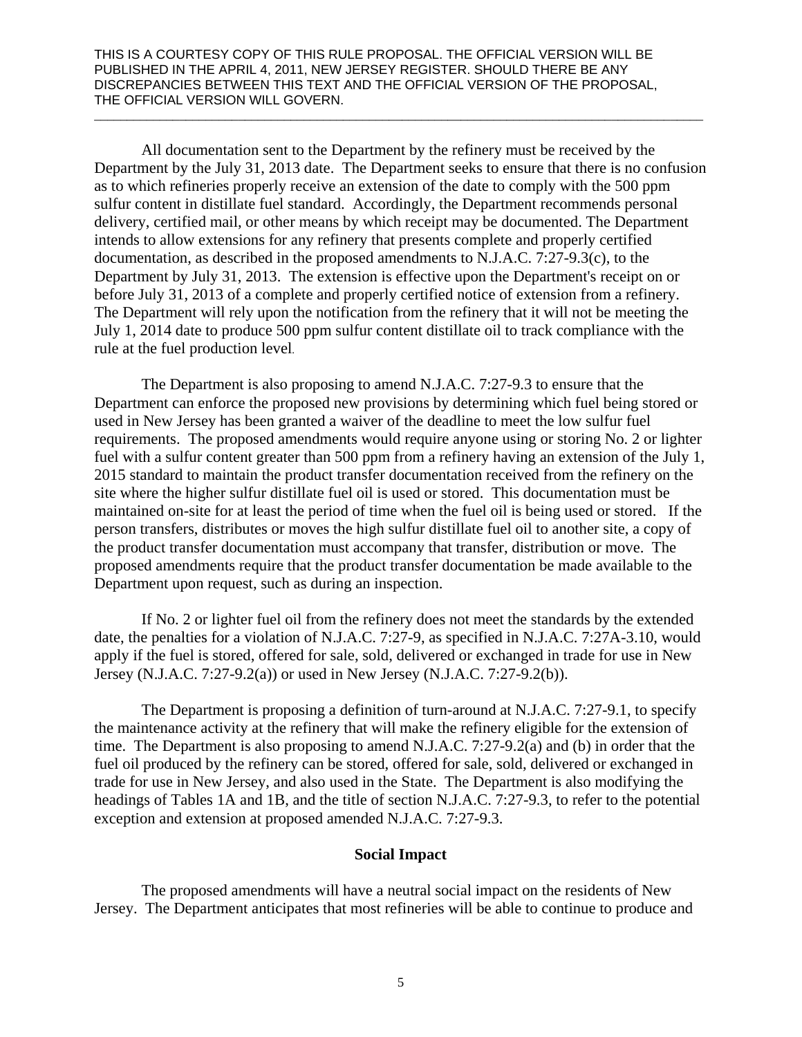All documentation sent to the Department by the refinery must be received by the Department by the July 31, 2013 date. The Department seeks to ensure that there is no confusion as to which refineries properly receive an extension of the date to comply with the 500 ppm sulfur content in distillate fuel standard. Accordingly, the Department recommends personal delivery, certified mail, or other means by which receipt may be documented. The Department intends to allow extensions for any refinery that presents complete and properly certified documentation, as described in the proposed amendments to N.J.A.C. 7:27-9.3(c), to the Department by July 31, 2013. The extension is effective upon the Department's receipt on or before July 31, 2013 of a complete and properly certified notice of extension from a refinery. The Department will rely upon the notification from the refinery that it will not be meeting the July 1, 2014 date to produce 500 ppm sulfur content distillate oil to track compliance with the rule at the fuel production level.

The Department is also proposing to amend N.J.A.C. 7:27-9.3 to ensure that the Department can enforce the proposed new provisions by determining which fuel being stored or used in New Jersey has been granted a waiver of the deadline to meet the low sulfur fuel requirements. The proposed amendments would require anyone using or storing No. 2 or lighter fuel with a sulfur content greater than 500 ppm from a refinery having an extension of the July 1, 2015 standard to maintain the product transfer documentation received from the refinery on the site where the higher sulfur distillate fuel oil is used or stored. This documentation must be maintained on-site for at least the period of time when the fuel oil is being used or stored. If the person transfers, distributes or moves the high sulfur distillate fuel oil to another site, a copy of the product transfer documentation must accompany that transfer, distribution or move. The proposed amendments require that the product transfer documentation be made available to the Department upon request, such as during an inspection.

If No. 2 or lighter fuel oil from the refinery does not meet the standards by the extended date, the penalties for a violation of N.J.A.C. 7:27-9, as specified in N.J.A.C. 7:27A-3.10, would apply if the fuel is stored, offered for sale, sold, delivered or exchanged in trade for use in New Jersey (N.J.A.C. 7:27-9.2(a)) or used in New Jersey (N.J.A.C. 7:27-9.2(b)).

The Department is proposing a definition of turn-around at N.J.A.C. 7:27-9.1, to specify the maintenance activity at the refinery that will make the refinery eligible for the extension of time. The Department is also proposing to amend N.J.A.C. 7:27-9.2(a) and (b) in order that the fuel oil produced by the refinery can be stored, offered for sale, sold, delivered or exchanged in trade for use in New Jersey, and also used in the State. The Department is also modifying the headings of Tables 1A and 1B, and the title of section N.J.A.C. 7:27-9.3, to refer to the potential exception and extension at proposed amended N.J.A.C. 7:27-9.3.

## Social Impact

The proposed amendments will have a neutral social impact on the residents of New Jersey. The Department anticipates that most refineries will be able to continue to produce and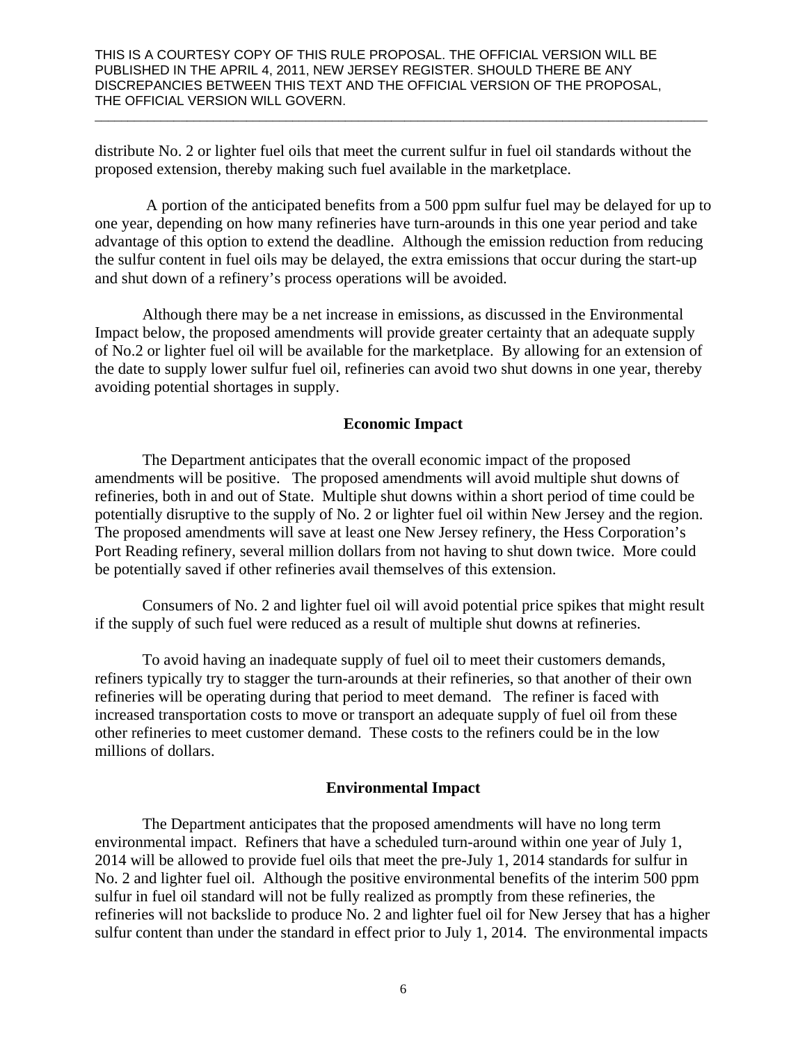distribute No. 2 or lighter fuel oils that meet the current sulfur in fuel oil standards without the proposed extension, thereby making such fuel available in the marketplace.

A portion of the anticipated benefits from a 500 ppm sulfur fuel may be delayed for up to one year, depending on how many refineries have turn-arounds in this one year period and take advantage of this option to extend the deadline. Although the emission reduction from reducing the sulfur content in fuel oils may be delayed, the extra emissions that occur during the start-up and shut down of a refinery's process operations will be avoided.

Although there may be a net increase in emissions, as discussed in the Environmental Impact below, the proposed amendments will provide greater certainty that an adequate supply of No.2 or lighter fuel oil will be available for the marketplace. By allowing for an extension of the date to supply lower sulfur fuel oil, refineries can avoid two shut downs in one year, thereby avoiding potential shortages in supply.

## Economic Impact

The Department anticipates that the overall economic impact of the proposed amendments will be positive. The proposed amendments will avoid multiple shut downs of refineries, both in and out of State. Multiple shut downs within a short period of time could be potentially disruptive to the supply of No. 2 or lighter fuel oil within New Jersey and the region. The proposed amendments will save at least one New Jersey refinery, the Hess Corporation's Port Reading refinery, several million dollars from not having to shut down twice. More could be potentially saved if other refineries avail themselves of this extension.

Consumers of No. 2 and lighter fuel oil will avoid potential price spikes that might result if the supply of such fuel were reduced as a result of multiple shut downs at refineries.

To avoid having an inadequate supply of fuel oil to meet their customers demands, refiners typically try to stagger the turn-arounds at their refineries, so that another of their own refineries will be operating during that period to meet demand. The refiner is faced with increased transportation costs to move or transport an adequate supply of fuel oil from these other refineries to meet customer demand. These costs to the refiners could be in the low millions of dollars.

## Environmental Impact

The Department anticipates that the proposed amendments will have no long term environmental impact. Refiners that have a scheduled turn-around within one year of July 1, 2014 will be allowed to provide fuel oils that meet the pre-July 1, 2014 standards for sulfur in No. 2 and lighter fuel oil. Although the positive environmental benefits of the interim 500 ppm sulfur in fuel oil standard will not be fully realized as promptly from these refineries, the refineries will not backslide to produce No. 2 and lighter fuel oil for New Jersey that has a higher sulfur content than under the standard in effect prior to July 1, 2014. The environmental impacts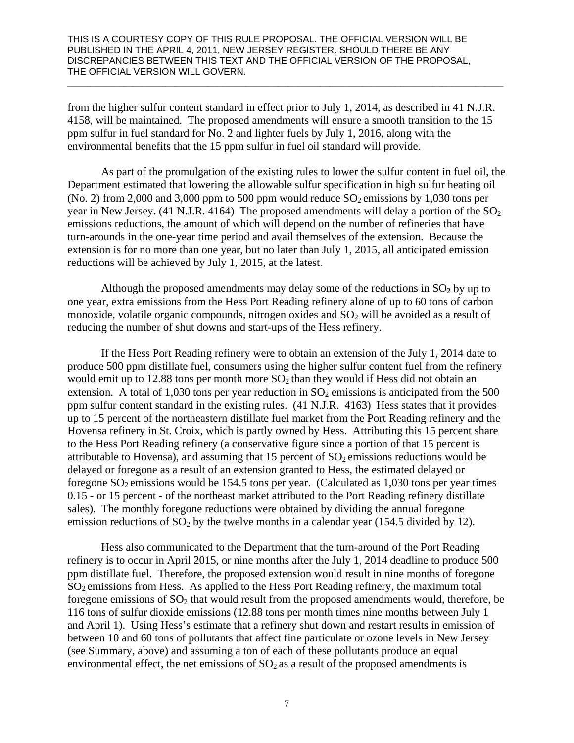from the higher sulfur content standard in effect prior to July 1, 2014, as described in 41 N.J.R. 4158, will be maintained. The proposed amendments will ensure a smooth transition to the 15 ppm sulfur in fuel standard for No. 2 and lighter fuels by July 1, 2016, along with the environmental benefits that the 15 ppm sulfur in fuel oil standard will provide.

As part of the promulgation of the existing rules to lower the sulfur content in fuel oil, the Department estimated that lowering the allowable sulfur specification in high sulfur heating oil (No. 2) from 2,000 and 3,000 ppm to 500 ppm would reduce $SO_2$ emissions by 1,030 tons per year in New Jersey. (41 N.J.R. 4164) The proposed amendments will delay a portion of the $SO_2$ emissions reductions, the amount of which will depend on the number of refineries that have turn-arounds in the one-year time period and avail themselves of the extension. Because the extension is for no more than one year, but no later than July 1, 2015, all anticipated emission reductions will be achieved by July 1, 2015, at the latest.

Although the proposed amendments may delay some of the reductions in $SO_2$ by up to one year, extra emissions from the Hess Port Reading refinery alone of up to 60 tons of carbon monoxide, volatile organic compounds, nitrogen oxides and $SO_2$ will be avoided as a result of reducing the number of shut downs and start-ups of the Hess refinery.

If the Hess Port Reading refinery were to obtain an extension of the July 1, 2014 date to produce 500 ppm distillate fuel, consumers using the higher sulfur content fuel from the refinery would emit up to 12.88 tons per month more $SO_2$ than they would if Hess did not obtain an extension. A total of 1,030 tons per year reduction in $SO_2$ emissions is anticipated from the 500 ppm sulfur content standard in the existing rules. (41 N.J.R. 4163) Hess states that it provides up to 15 percent of the northeastern distillate fuel market from the Port Reading refinery and the Hovensa refinery in St. Croix, which is partly owned by Hess. Attributing this 15 percent share to the Hess Port Reading refinery (a conservative figure since a portion of that 15 percent is attributable to Hovensa), and assuming that 15 percent of $SO_2$ emissions reductions would be delayed or foregone as a result of an extension granted to Hess, the estimated delayed or foregone $SO_2$ emissions would be 154.5 tons per year. (Calculated as 1,030 tons per year times 0.15 - or 15 percent - of the northeast market attributed to the Port Reading refinery distillate sales). The monthly foregone reductions were obtained by dividing the annual foregone emission reductions of $SO_2$ by the twelve months in a calendar year (154.5 divided by 12).

Hess also communicated to the Department that the turn-around of the Port Reading refinery is to occur in April 2015, or nine months after the July 1, 2014 deadline to produce 500 ppm distillate fuel. Therefore, the proposed extension would result in nine months of foregone $SO_2$ emissions from Hess. As applied to the Hess Port Reading refinery, the maximum total foregone emissions of $SO_2$ that would result from the proposed amendments would, therefore, be 116 tons of sulfur dioxide emissions (12.88 tons per month times nine months between July 1 and April 1). Using Hess's estimate that a refinery shut down and restart results in emission of between 10 and 60 tons of pollutants that affect fine particulate or ozone levels in New Jersey (see Summary, above) and assuming a ton of each of these pollutants produce an equal environmental effect, the net emissions of $SO_2$ as a result of the proposed amendments is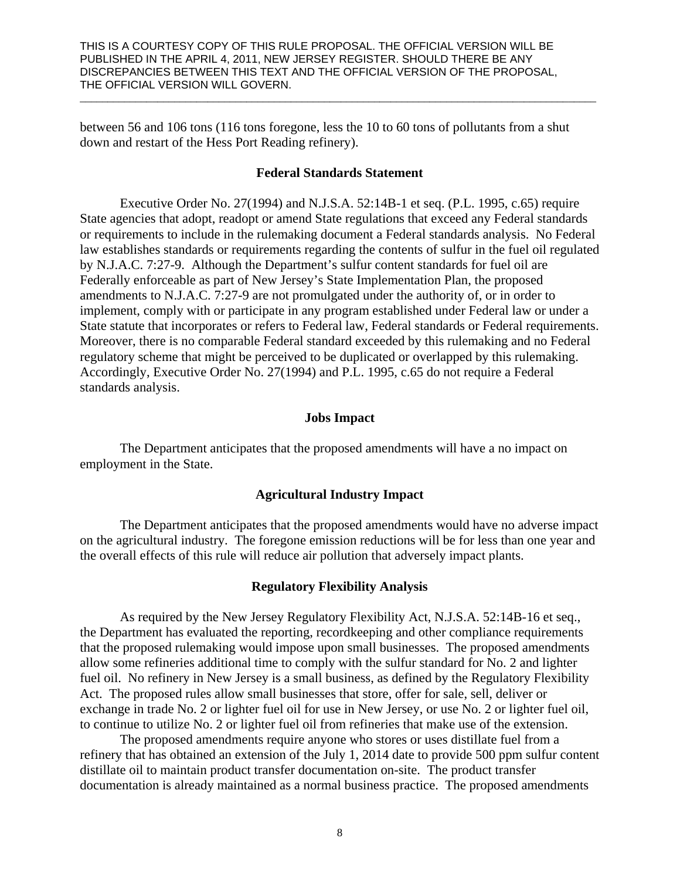THIS IS A COURTESY COPY OF THIS RULE PROPOSAL. THE OFFICIAL VERSION WILL BE PUBLISHED IN THE APRIL 4, 2011, NEW JERSEY REGISTER. SHOULD THERE BE ANY DISCREPANCIES BETWEEN THIS TEXT AND THE OFFICIAL VERSION OF THE PROPOSAL, THE OFFICIAL VERSION WILL GOVERN.

between 56 and 106 tons (116 tons foregone, less the 10 to 60 tons of pollutants from a shut down and restart of the Hess Port Reading refinery).

### Federal Standards Statement

Executive Order No. 27(1994) and N.J.S.A. 52:14B-1 et seq. (P.L. 1995, c.65) require State agencies that adopt, readopt or amend State regulations that exceed any Federal standards or requirements to include in the rulemaking document a Federal standards analysis. No Federal law establishes standards or requirements regarding the contents of sulfur in the fuel oil regulated by N.J.A.C. 7:27-9. Although the Department's sulfur content standards for fuel oil are Federally enforceable as part of New Jersey's State Implementation Plan, the proposed amendments to N.J.A.C. 7:27-9 are not promulgated under the authority of, or in order to implement, comply with or participate in any program established under Federal law or under a State statute that incorporates or refers to Federal law, Federal standards or Federal requirements. Moreover, there is no comparable Federal standard exceeded by this rulemaking and no Federal regulatory scheme that might be perceived to be duplicated or overlapped by this rulemaking. Accordingly, Executive Order No. 27(1994) and P.L. 1995, c.65 do not require a Federal standards analysis.

### Jobs Impact

The Department anticipates that the proposed amendments will have a no impact on employment in the State.

### Agricultural Industry Impact

The Department anticipates that the proposed amendments would have no adverse impact on the agricultural industry. The foregone emission reductions will be for less than one year and the overall effects of this rule will reduce air pollution that adversely impact plants.

### Regulatory Flexibility Analysis

As required by the New Jersey Regulatory Flexibility Act, N.J.S.A. 52:14B-16 et seq., the Department has evaluated the reporting, recordkeeping and other compliance requirements that the proposed rulemaking would impose upon small businesses. The proposed amendments allow some refineries additional time to comply with the sulfur standard for No. 2 and lighter fuel oil. No refinery in New Jersey is a small business, as defined by the Regulatory Flexibility Act. The proposed rules allow small businesses that store, offer for sale, sell, deliver or exchange in trade No. 2 or lighter fuel oil for use in New Jersey, or use No. 2 or lighter fuel oil, to continue to utilize No. 2 or lighter fuel oil from refineries that make use of the extension.

The proposed amendments require anyone who stores or uses distillate fuel from a refinery that has obtained an extension of the July 1, 2014 date to provide 500 ppm sulfur content distillate oil to maintain product transfer documentation on-site. The product transfer documentation is already maintained as a normal business practice. The proposed amendments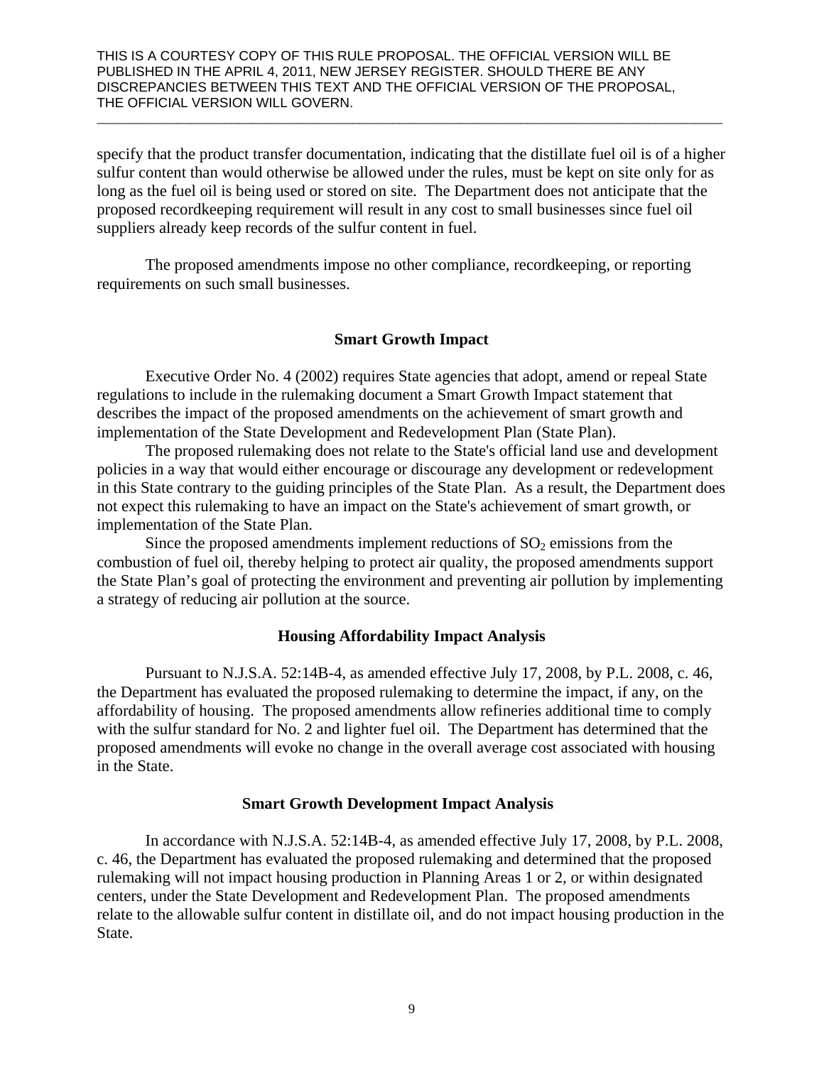specify that the product transfer documentation, indicating that the distillate fuel oil is of a higher sulfur content than would otherwise be allowed under the rules, must be kept on site only for as long as the fuel oil is being used or stored on site. The Department does not anticipate that the proposed recordkeeping requirement will result in any cost to small businesses since fuel oil suppliers already keep records of the sulfur content in fuel.

The proposed amendments impose no other compliance, recordkeeping, or reporting requirements on such small businesses.

### Smart Growth Impact

Executive Order No. 4 (2002) requires State agencies that adopt, amend or repeal State regulations to include in the rulemaking document a Smart Growth Impact statement that describes the impact of the proposed amendments on the achievement of smart growth and implementation of the State Development and Redevelopment Plan (State Plan).

The proposed rulemaking does not relate to the State's official land use and development policies in a way that would either encourage or discourage any development or redevelopment in this State contrary to the guiding principles of the State Plan. As a result, the Department does not expect this rulemaking to have an impact on the State's achievement of smart growth, or implementation of the State Plan.

Since the proposed amendments implement reductions of $SO_2$ emissions from the combustion of fuel oil, thereby helping to protect air quality, the proposed amendments support the State Plan's goal of protecting the environment and preventing air pollution by implementing a strategy of reducing air pollution at the source.

### Housing Affordability Impact Analysis

Pursuant to N.J.S.A. 52:14B-4, as amended effective July 17, 2008, by P.L. 2008, c. 46, the Department has evaluated the proposed rulemaking to determine the impact, if any, on the affordability of housing. The proposed amendments allow refineries additional time to comply with the sulfur standard for No. 2 and lighter fuel oil. The Department has determined that the proposed amendments will evoke no change in the overall average cost associated with housing in the State.

### Smart Growth Development Impact Analysis

In accordance with N.J.S.A. 52:14B-4, as amended effective July 17, 2008, by P.L. 2008, c. 46, the Department has evaluated the proposed rulemaking and determined that the proposed rulemaking will not impact housing production in Planning Areas 1 or 2, or within designated centers, under the State Development and Redevelopment Plan. The proposed amendments relate to the allowable sulfur content in distillate oil, and do not impact housing production in the State.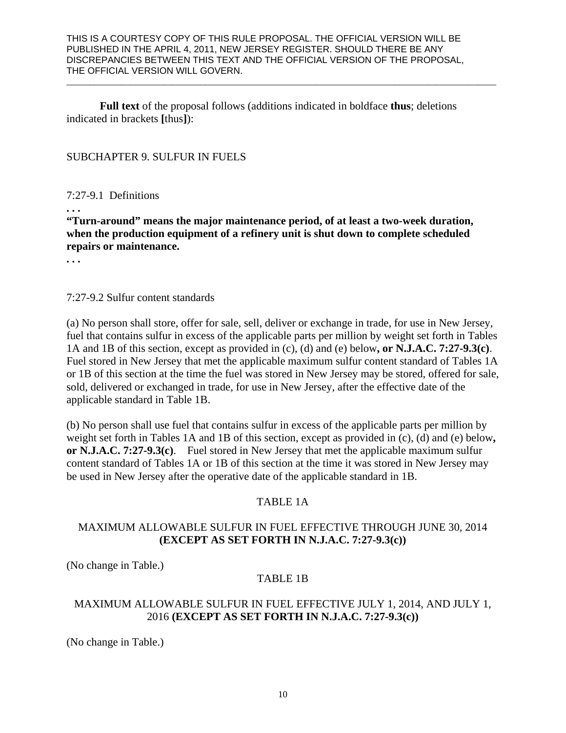THIS IS A COURTESY COPY OF THIS RULE PROPOSAL. THE OFFICIAL VERSION WILL BE PUBLISHED IN THE APRIL 4, 2011, NEW JERSEY REGISTER. SHOULD THERE BE ANY DISCREPANCIES BETWEEN THIS TEXT AND THE OFFICIAL VERSION OF THE PROPOSAL, THE OFFICIAL VERSION WILL GOVERN.

---

**Full text** of the proposal follows (additions indicated in boldface **thus**; deletions indicated in brackets **[**thus**]**):

SUBCHAPTER 9. SULFUR IN FUELS

7:27-9.1 Definitions

**. . .**

**"Turn-around" means the major maintenance period, of at least a two-week duration, when the production equipment of a refinery unit is shut down to complete scheduled repairs or maintenance.**

**. . .**

7:27-9.2 Sulfur content standards

(a) No person shall store, offer for sale, sell, deliver or exchange in trade, for use in New Jersey, fuel that contains sulfur in excess of the applicable parts per million by weight set forth in Tables 1A and 1B of this section, except as provided in (c), (d) and (e) below**, or N.J.A.C. 7:27-9.3(c)**. Fuel stored in New Jersey that met the applicable maximum sulfur content standard of Tables 1A or 1B of this section at the time the fuel was stored in New Jersey may be stored, offered for sale, sold, delivered or exchanged in trade, for use in New Jersey, after the effective date of the applicable standard in Table 1B.

(b) No person shall use fuel that contains sulfur in excess of the applicable parts per million by weight set forth in Tables 1A and 1B of this section, except as provided in (c), (d) and (e) below**, or N.J.A.C. 7:27-9.3(c)**. Fuel stored in New Jersey that met the applicable maximum sulfur content standard of Tables 1A or 1B of this section at the time it was stored in New Jersey may be used in New Jersey after the operative date of the applicable standard in 1B.

TABLE 1A

MAXIMUM ALLOWABLE SULFUR IN FUEL EFFECTIVE THROUGH JUNE 30, 2014 **(EXCEPT AS SET FORTH IN N.J.A.C. 7:27-9.3(c))**

(No change in Table.)

TABLE 1B

MAXIMUM ALLOWABLE SULFUR IN FUEL EFFECTIVE JULY 1, 2014, AND JULY 1, 2016 **(EXCEPT AS SET FORTH IN N.J.A.C. 7:27-9.3(c))**

(No change in Table.)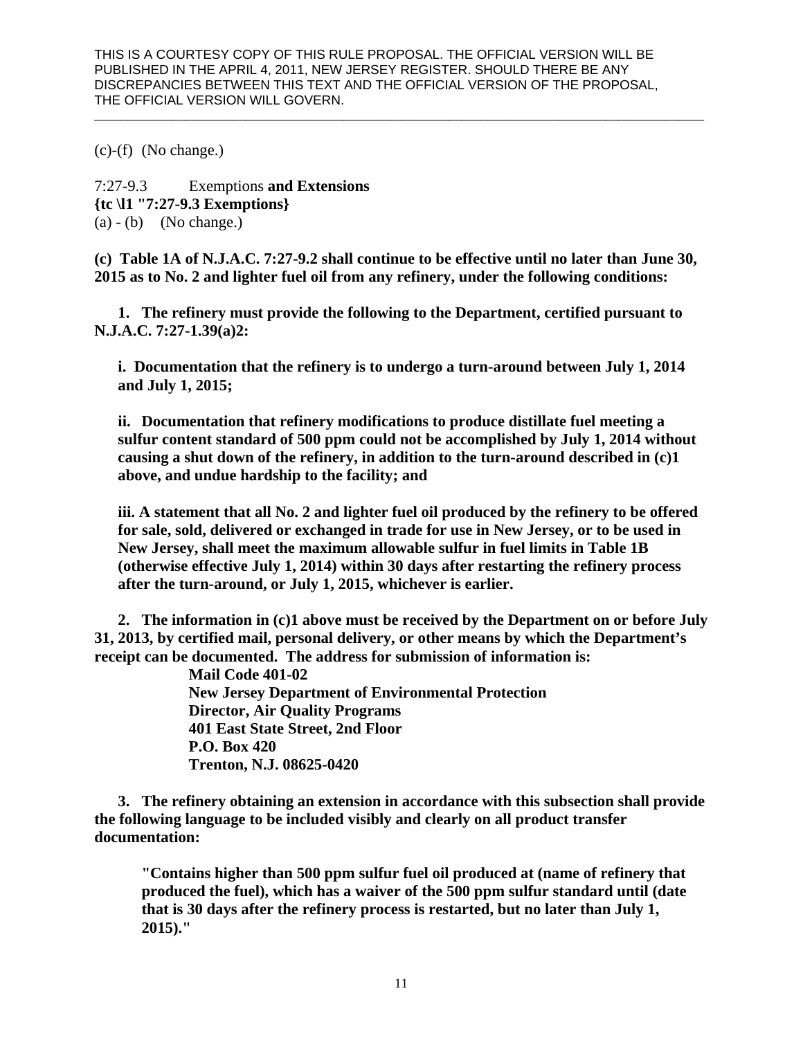THIS IS A COURTESY COPY OF THIS RULE PROPOSAL. THE OFFICIAL VERSION WILL BE PUBLISHED IN THE APRIL 4, 2011, NEW JERSEY REGISTER. SHOULD THERE BE ANY DISCREPANCIES BETWEEN THIS TEXT AND THE OFFICIAL VERSION OF THE PROPOSAL, THE OFFICIAL VERSION WILL GOVERN.

(c)-(f) (No change.)

7:27-9.3 Exemptions **and Extensions**
**{tc \l1 "7:27-9.3 Exemptions}**
(a) - (b) (No change.)

**(c) Table 1A of N.J.A.C. 7:27-9.2 shall continue to be effective until no later than June 30, 2015 as to No. 2 and lighter fuel oil from any refinery, under the following conditions:**

**1. The refinery must provide the following to the Department, certified pursuant to N.J.A.C. 7:27-1.39(a)2:**

**i. Documentation that the refinery is to undergo a turn-around between July 1, 2014 and July 1, 2015;**

**ii. Documentation that refinery modifications to produce distillate fuel meeting a sulfur content standard of 500 ppm could not be accomplished by July 1, 2014 without causing a shut down of the refinery, in addition to the turn-around described in (c)1 above, and undue hardship to the facility; and**

**iii. A statement that all No. 2 and lighter fuel oil produced by the refinery to be offered for sale, sold, delivered or exchanged in trade for use in New Jersey, or to be used in New Jersey, shall meet the maximum allowable sulfur in fuel limits in Table 1B (otherwise effective July 1, 2014) within 30 days after restarting the refinery process after the turn-around, or July 1, 2015, whichever is earlier.**

**2. The information in (c)1 above must be received by the Department on or before July 31, 2013, by certified mail, personal delivery, or other means by which the Department's receipt can be documented. The address for submission of information is:**

**Mail Code 401-02**
**New Jersey Department of Environmental Protection**
**Director, Air Quality Programs**
**401 East State Street, 2nd Floor**
**P.O. Box 420**
**Trenton, N.J. 08625-0420**

**3. The refinery obtaining an extension in accordance with this subsection shall provide the following language to be included visibly and clearly on all product transfer documentation:**

**"Contains higher than 500 ppm sulfur fuel oil produced at (name of refinery that produced the fuel), which has a waiver of the 500 ppm sulfur standard until (date that is 30 days after the refinery process is restarted, but no later than July 1, 2015)."**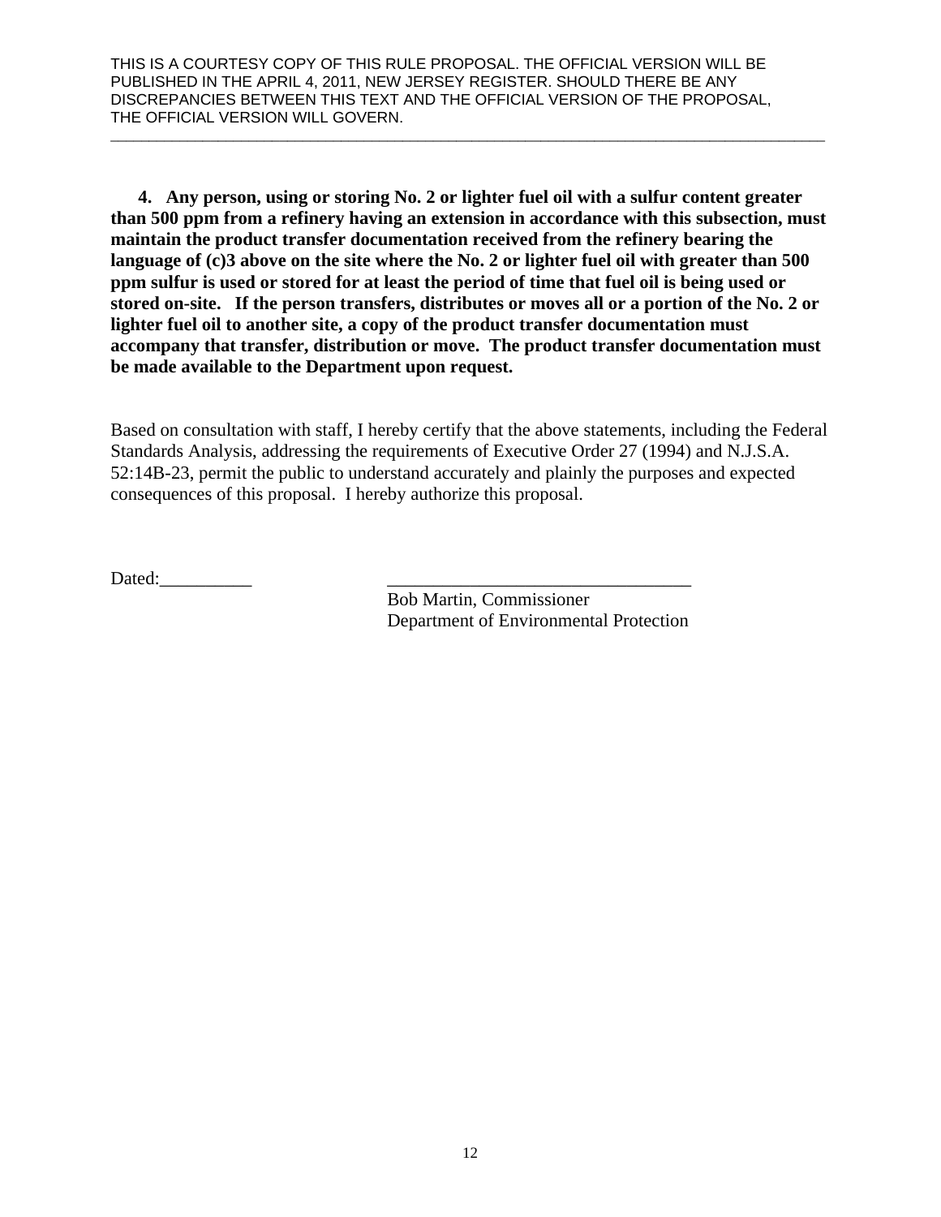**4. Any person, using or storing No. 2 or lighter fuel oil with a sulfur content greater than 500 ppm from a refinery having an extension in accordance with this subsection, must maintain the product transfer documentation received from the refinery bearing the language of (c)3 above on the site where the No. 2 or lighter fuel oil with greater than 500 ppm sulfur is used or stored for at least the period of time that fuel oil is being used or stored on-site. If the person transfers, distributes or moves all or a portion of the No. 2 or lighter fuel oil to another site, a copy of the product transfer documentation must accompany that transfer, distribution or move. The product transfer documentation must be made available to the Department upon request.**

Based on consultation with staff, I hereby certify that the above statements, including the Federal Standards Analysis, addressing the requirements of Executive Order 27 (1994) and N.J.S.A. 52:14B-23, permit the public to understand accurately and plainly the purposes and expected consequences of this proposal. I hereby authorize this proposal.

Dated:__________ _________________________________

Bob Martin, Commissioner
Department of Environmental Protection